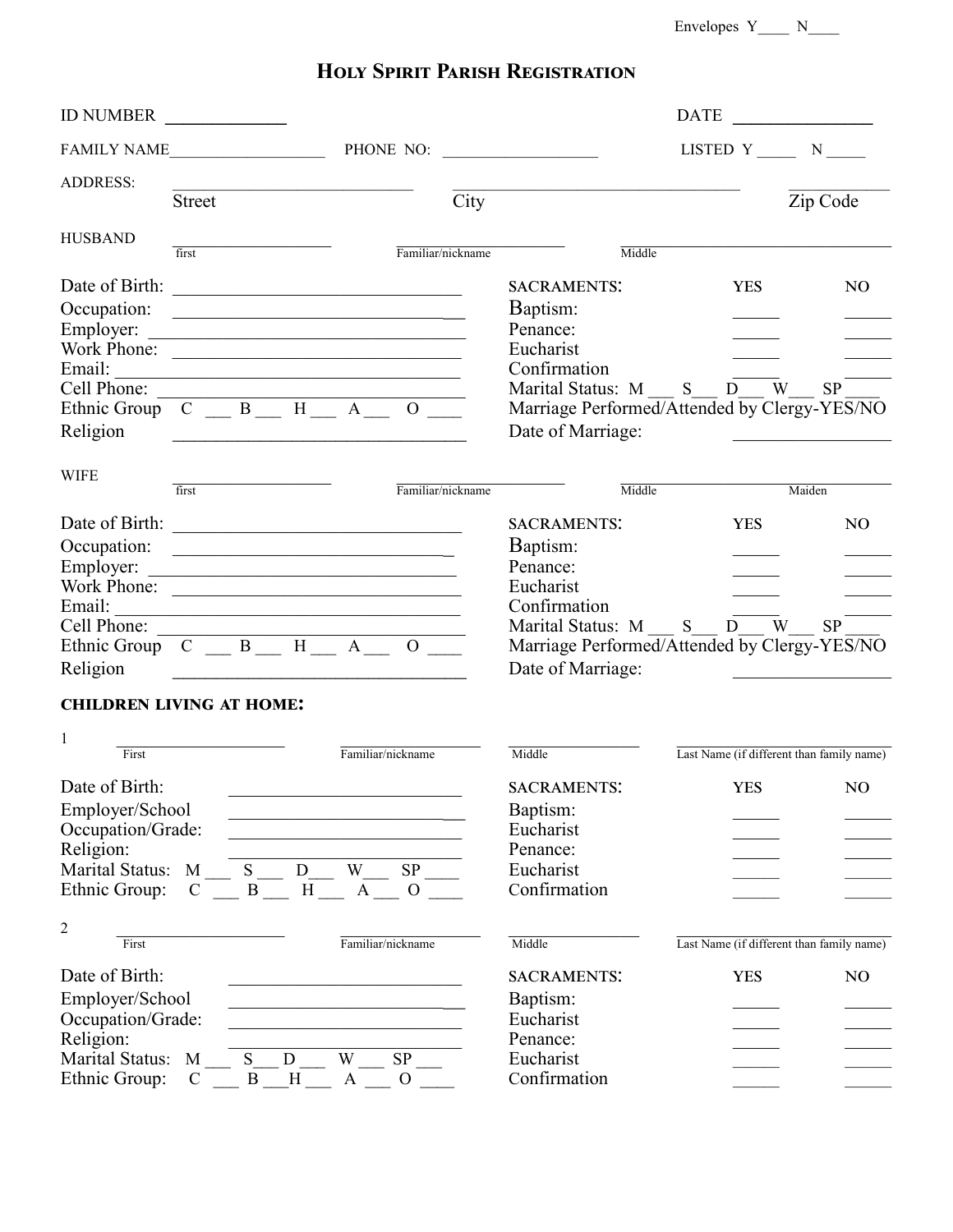Envelopes Y____ N____

# Holy Spirit Parish Registration

ID NUMBER ____________ DATE ______________

FAMILY NAME__________________ PHONE NO: __________________ LISTED Y _____ N _____

ADDRESS: ____________________________ ____________________________________ ____________

Street City Zip Code

HUSBAND __________________ __________________ __________________________

first Familiar/nickname Middle

Date of Birth: ________________________________

Occupation: ________________________________

Employer: ________________________________

Work Phone: ________________________________

Email: ________________________________

Cell Phone: ________________________________

Ethnic Group C ___ B ___ H ___ A ___ O ____

Religion ________________________________

| SACRAMENTS: | YES | NO |
|---|---|---|
| Baptism: | _____ | _____ |
| Penance: | _____ | _____ |
| Eucharist | _____ | _____ |
| Confirmation | _____ | _____ |

Marital Status: M ___ S___ D___ W___ SP ____

Marriage Performed/Attended by Clergy-YES/NO

Date of Marriage: ________________

WIFE __________________ __________________ __________________ __________________

first Familiar/nickname Middle Maiden

Date of Birth: ________________________________

Occupation: ________________________________

Employer: ________________________________

Work Phone: ________________________________

Email: ________________________________

Cell Phone: ________________________________

Ethnic Group C ___ B ___ H ___ A ___ O ____

Religion ________________________________

| SACRAMENTS: | YES | NO |
|---|---|---|
| Baptism: | _____ | _____ |
| Penance: | _____ | _____ |
| Eucharist | _____ | _____ |
| Confirmation | _____ | _____ |

Marital Status: M ___ S___ D___ W___ SP ____

Marriage Performed/Attended by Clergy-YES/NO

Date of Marriage: ________________

## CHILDREN LIVING AT HOME:

1 __________________ __________________ __________________ __________________

First Familiar/nickname Middle Last Name (if different than family name)

Date of Birth: __________________________

Employer/School __________________________

Occupation/Grade: __________________________

Religion: __________________________

Marital Status: M ___ S ___ D___ W___ SP ____

Ethnic Group: C ___ B ___ H ___ A ___ O ____

| SACRAMENTS: | YES | NO |
|---|---|---|
| Baptism: | _____ | _____ |
| Eucharist | _____ | _____ |
| Penance: | _____ | _____ |
| Eucharist | _____ | _____ |
| Confirmation | _____ | _____ |

2 __________________ __________________ __________________ __________________

First Familiar/nickname Middle Last Name (if different than family name)

Date of Birth: __________________________

Employer/School __________________________

Occupation/Grade: __________________________

Religion: __________________________

Marital Status: M ___ S___ D ___ W ___ SP ___

Ethnic Group: C ___ B ___ H ___ A ___ O ____

| SACRAMENTS: | YES | NO |
|---|---|---|
| Baptism: | _____ | _____ |
| Eucharist | _____ | _____ |
| Penance: | _____ | _____ |
| Eucharist | _____ | _____ |
| Confirmation | _____ | _____ |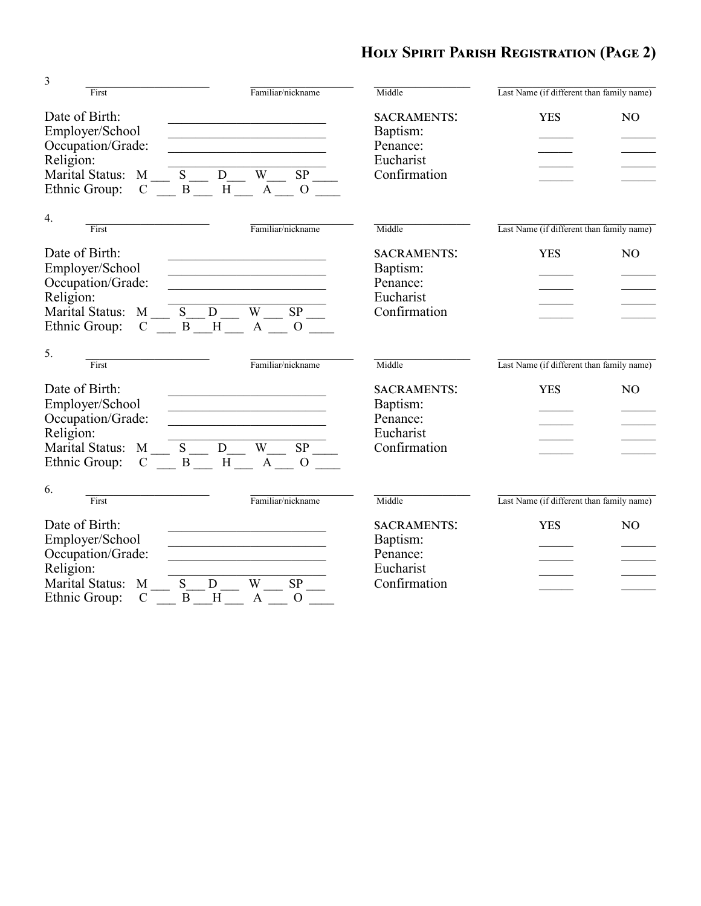# Holy Spirit Parish Registration (Page 2)

3 ____________________ ____________________ ____________________ ____________________
First Familiar/nickname Middle Last Name (if different than family name)

Date of Birth: ________________________
Employer/School ________________________
Occupation/Grade: ________________________
Religion: ________________________
Marital Status: M ___ S ___ D___ W___ SP ____
Ethnic Group: C ___ B ___ H ___ A ___ O ____

| SACRAMENTS: | YES | NO |
|---|---|---|
| Baptism: | _____ | _____ |
| Penance: | _____ | _____ |
| Eucharist | _____ | _____ |
| Confirmation | _____ | _____ |

4. ____________________ ____________________ ____________________ ____________________
First Familiar/nickname Middle Last Name (if different than family name)

Date of Birth: ________________________
Employer/School ________________________
Occupation/Grade: ________________________
Religion: ________________________
Marital Status: M ___ S___ D ___ W ___ SP ___
Ethnic Group: C ___ B ___H ___ A ___ O ____

| SACRAMENTS: | YES | NO |
|---|---|---|
| Baptism: | _____ | _____ |
| Penance: | _____ | _____ |
| Eucharist | _____ | _____ |
| Confirmation | _____ | _____ |

5. ____________________ ____________________ ____________________ ____________________
First Familiar/nickname Middle Last Name (if different than family name)

Date of Birth: ________________________
Employer/School ________________________
Occupation/Grade: ________________________
Religion: ________________________
Marital Status: M ___ S ___ D___ W___ SP ____
Ethnic Group: C ___ B ___ H ___ A ___ O ____

| SACRAMENTS: | YES | NO |
|---|---|---|
| Baptism: | _____ | _____ |
| Penance: | _____ | _____ |
| Eucharist | _____ | _____ |
| Confirmation | _____ | _____ |

6. ____________________ ____________________ ____________________ ____________________
First Familiar/nickname Middle Last Name (if different than family name)

Date of Birth: ________________________
Employer/School ________________________
Occupation/Grade: ________________________
Religion: ________________________
Marital Status: M ___ S___ D ___ W ___ SP ___
Ethnic Group: C ___ B ___H ___ A ___ O ____

| SACRAMENTS: | YES | NO |
|---|---|---|
| Baptism: | _____ | _____ |
| Penance: | _____ | _____ |
| Eucharist | _____ | _____ |
| Confirmation | _____ | _____ |